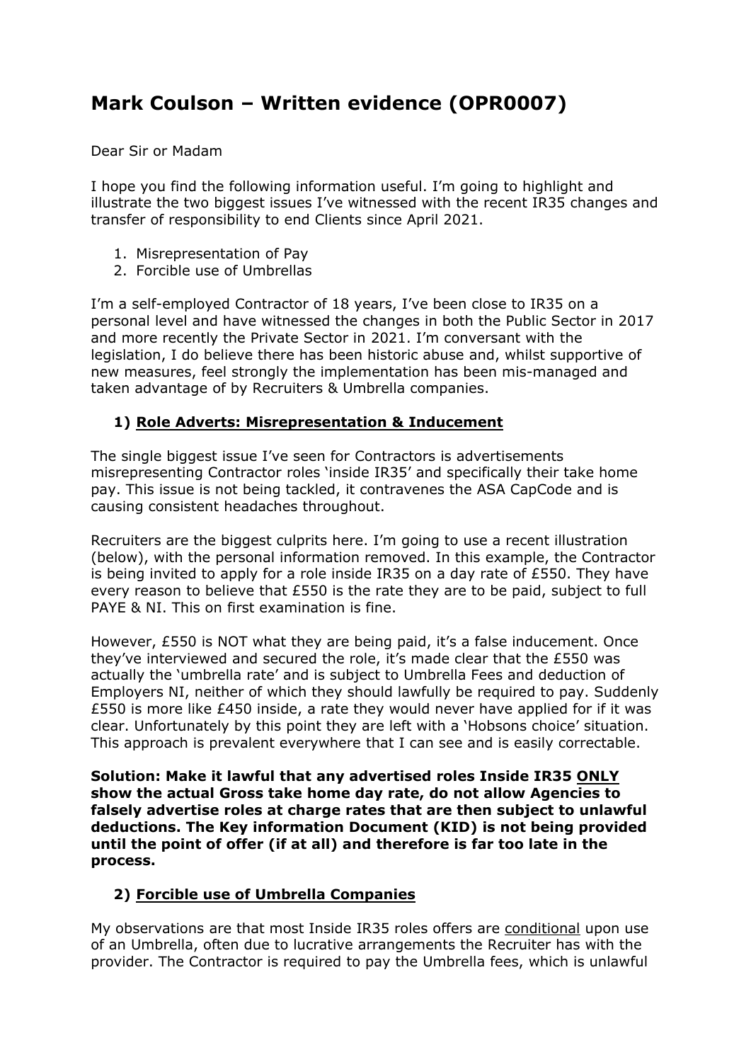# Mark Coulson – Written evidence (OPR0007)

Dear Sir or Madam

I hope you find the following information useful. I'm going to highlight and illustrate the two biggest issues I've witnessed with the recent IR35 changes and transfer of responsibility to end Clients since April 2021.

1. Misrepresentation of Pay
2. Forcible use of Umbrellas

I'm a self-employed Contractor of 18 years, I've been close to IR35 on a personal level and have witnessed the changes in both the Public Sector in 2017 and more recently the Private Sector in 2021. I'm conversant with the legislation, I do believe there has been historic abuse and, whilst supportive of new measures, feel strongly the implementation has been mis-managed and taken advantage of by Recruiters & Umbrella companies.

## 1) Role Adverts: Misrepresentation & Inducement

The single biggest issue I've seen for Contractors is advertisements misrepresenting Contractor roles 'inside IR35' and specifically their take home pay. This issue is not being tackled, it contravenes the ASA CapCode and is causing consistent headaches throughout.

Recruiters are the biggest culprits here. I'm going to use a recent illustration (below), with the personal information removed. In this example, the Contractor is being invited to apply for a role inside IR35 on a day rate of £550. They have every reason to believe that £550 is the rate they are to be paid, subject to full PAYE & NI. This on first examination is fine.

However, £550 is NOT what they are being paid, it's a false inducement. Once they've interviewed and secured the role, it's made clear that the £550 was actually the 'umbrella rate' and is subject to Umbrella Fees and deduction of Employers NI, neither of which they should lawfully be required to pay. Suddenly £550 is more like £450 inside, a rate they would never have applied for if it was clear. Unfortunately by this point they are left with a 'Hobsons choice' situation. This approach is prevalent everywhere that I can see and is easily correctable.

**Solution: Make it lawful that any advertised roles Inside IR35 ONLY show the actual Gross take home day rate, do not allow Agencies to falsely advertise roles at charge rates that are then subject to unlawful deductions. The Key information Document (KID) is not being provided until the point of offer (if at all) and therefore is far too late in the process.**

## 2) Forcible use of Umbrella Companies

My observations are that most Inside IR35 roles offers are conditional upon use of an Umbrella, often due to lucrative arrangements the Recruiter has with the provider. The Contractor is required to pay the Umbrella fees, which is unlawful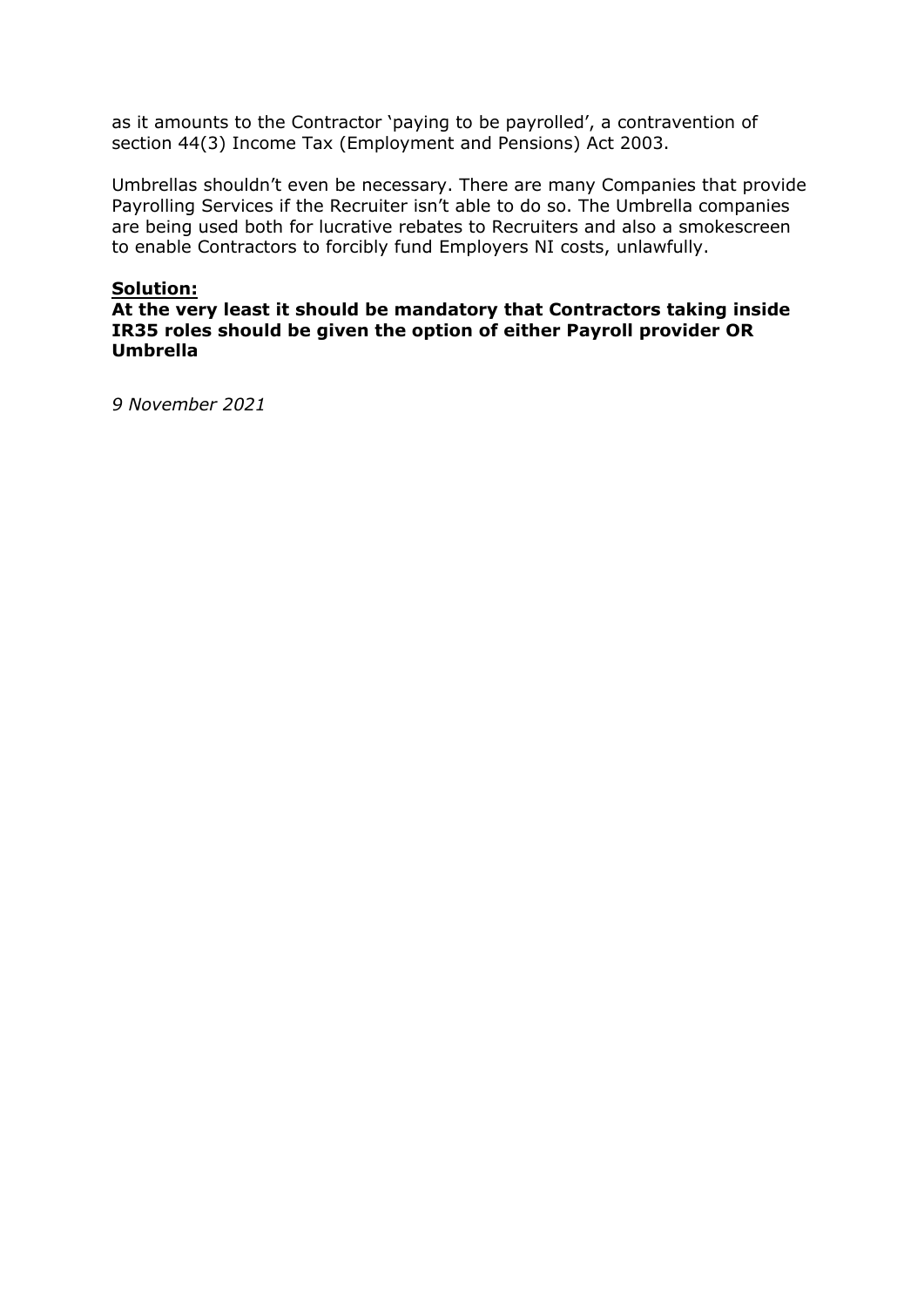as it amounts to the Contractor 'paying to be payrolled', a contravention of section 44(3) Income Tax (Employment and Pensions) Act 2003.

Umbrellas shouldn't even be necessary. There are many Companies that provide Payrolling Services if the Recruiter isn't able to do so. The Umbrella companies are being used both for lucrative rebates to Recruiters and also a smokescreen to enable Contractors to forcibly fund Employers NI costs, unlawfully.

**Solution:**

**At the very least it should be mandatory that Contractors taking inside IR35 roles should be given the option of either Payroll provider OR Umbrella**

*9 November 2021*